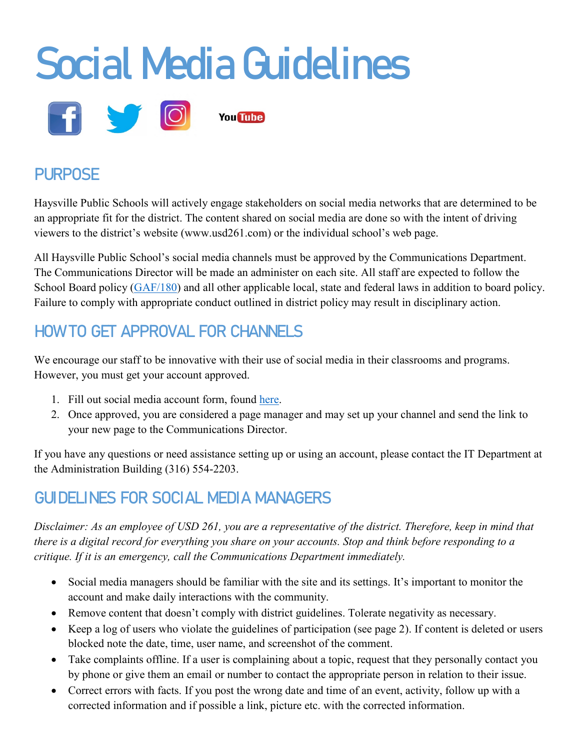# Social Media Guidelines

## PURPOSE

Haysville Public Schools will actively engage stakeholders on social media networks that are determined to be an appropriate fit for the district. The content shared on social media are done so with the intent of driving viewers to the district's website (www.usd261.com) or the individual school's web page.

All Haysville Public School's social media channels must be approved by the Communications Department. The Communications Director will be made an administer on each site. All staff are expected to follow the School Board policy (GAF/180) and all other applicable local, state and federal laws in addition to board policy. Failure to comply with appropriate conduct outlined in district policy may result in disciplinary action.

## HOW TO GET APPROVAL FOR CHANNELS

We encourage our staff to be innovative with their use of social media in their classrooms and programs. However, you must get your account approved.

1. Fill out social media account form, found here.
2. Once approved, you are considered a page manager and may set up your channel and send the link to your new page to the Communications Director.

If you have any questions or need assistance setting up or using an account, please contact the IT Department at the Administration Building (316) 554-2203.

## GUIDELINES FOR SOCIAL MEDIA MANAGERS

*Disclaimer: As an employee of USD 261, you are a representative of the district. Therefore, keep in mind that there is a digital record for everything you share on your accounts. Stop and think before responding to a critique. If it is an emergency, call the Communications Department immediately.*

- Social media managers should be familiar with the site and its settings. It's important to monitor the account and make daily interactions with the community.
- Remove content that doesn't comply with district guidelines. Tolerate negativity as necessary.
- Keep a log of users who violate the guidelines of participation (see page 2). If content is deleted or users blocked note the date, time, user name, and screenshot of the comment.
- Take complaints offline. If a user is complaining about a topic, request that they personally contact you by phone or give them an email or number to contact the appropriate person in relation to their issue.
- Correct errors with facts. If you post the wrong date and time of an event, activity, follow up with a corrected information and if possible a link, picture etc. with the corrected information.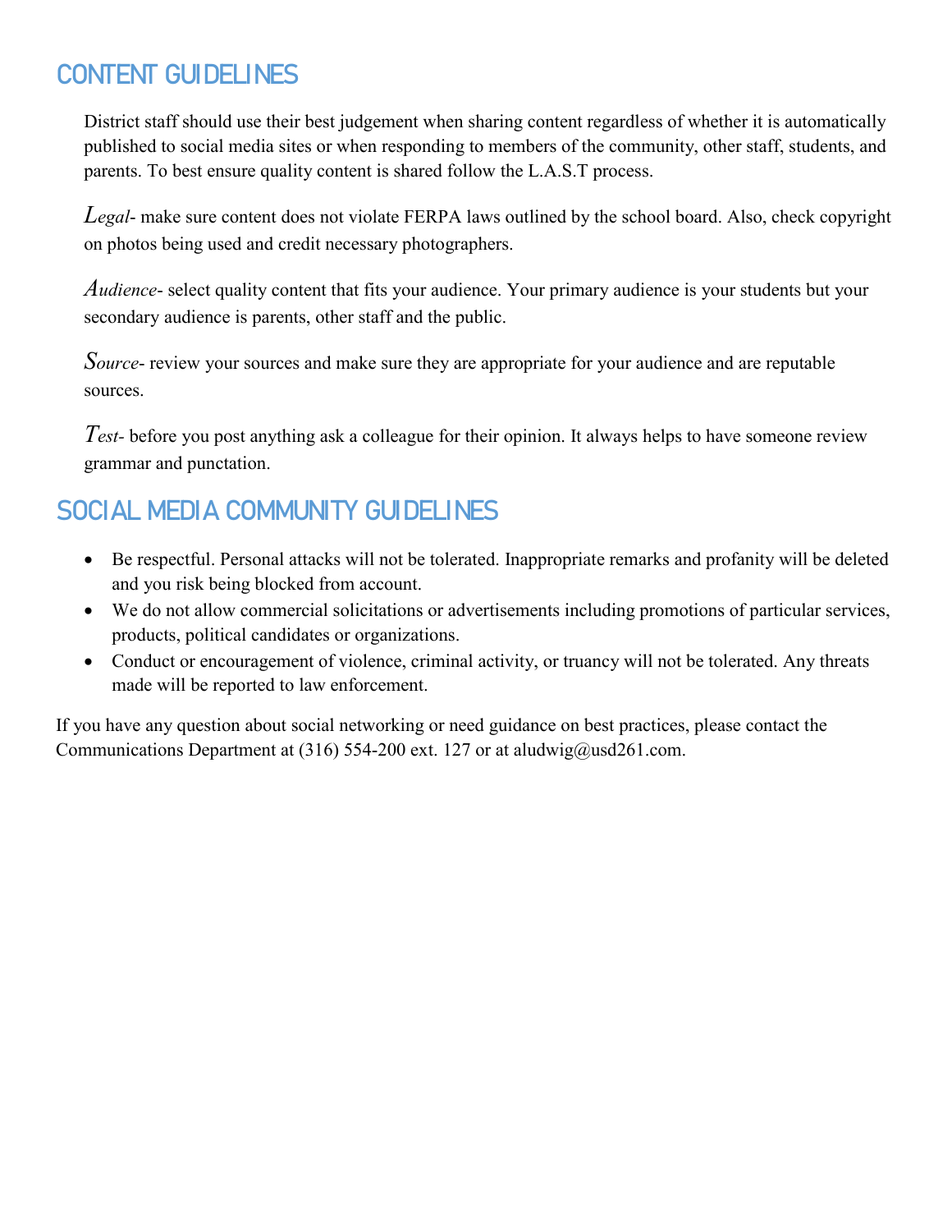## CONTENT GUIDELINES

District staff should use their best judgement when sharing content regardless of whether it is automatically published to social media sites or when responding to members of the community, other staff, students, and parents. To best ensure quality content is shared follow the L.A.S.T process.

*Legal*- make sure content does not violate FERPA laws outlined by the school board. Also, check copyright on photos being used and credit necessary photographers.

*Audience*- select quality content that fits your audience. Your primary audience is your students but your secondary audience is parents, other staff and the public.

*Source*- review your sources and make sure they are appropriate for your audience and are reputable sources.

*Test*- before you post anything ask a colleague for their opinion. It always helps to have someone review grammar and punctation.

## SOCIAL MEDIA COMMUNITY GUIDELINES

- Be respectful. Personal attacks will not be tolerated. Inappropriate remarks and profanity will be deleted and you risk being blocked from account.
- We do not allow commercial solicitations or advertisements including promotions of particular services, products, political candidates or organizations.
- Conduct or encouragement of violence, criminal activity, or truancy will not be tolerated. Any threats made will be reported to law enforcement.

If you have any question about social networking or need guidance on best practices, please contact the Communications Department at (316) 554-200 ext. 127 or at aludwig@usd261.com.